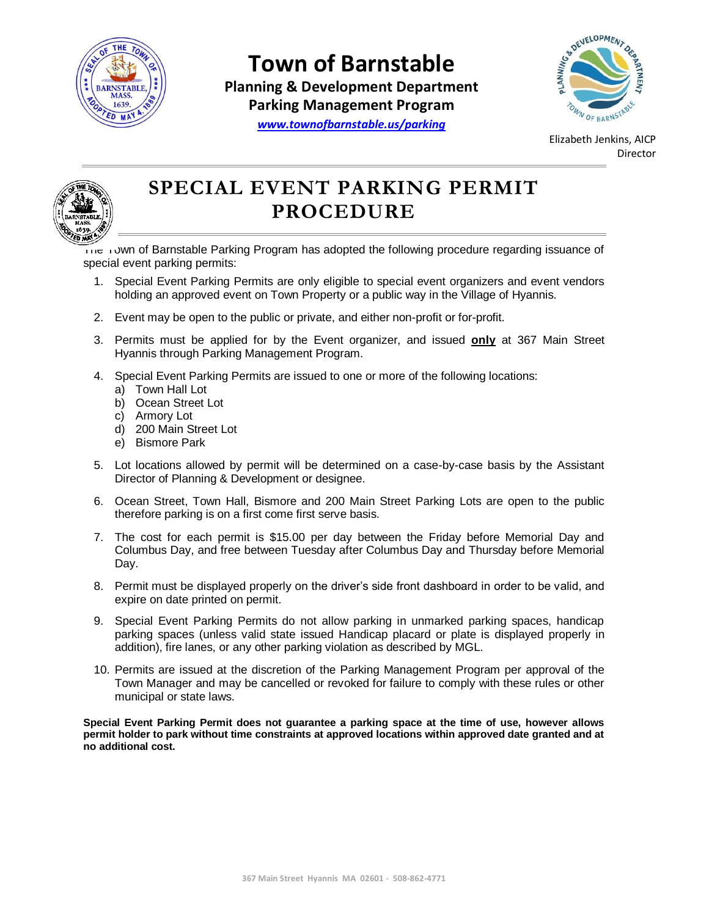# Town of Barnstable

**Planning & Development Department**
**Parking Management Program**
***www.townofbarnstable.us/parking***

Elizabeth Jenkins, AICP
Director

## SPECIAL EVENT PARKING PERMIT PROCEDURE

The Town of Barnstable Parking Program has adopted the following procedure regarding issuance of special event parking permits:

1. Special Event Parking Permits are only eligible to special event organizers and event vendors holding an approved event on Town Property or a public way in the Village of Hyannis.
2. Event may be open to the public or private, and either non-profit or for-profit.
3. Permits must be applied for by the Event organizer, and issued **only** at 367 Main Street Hyannis through Parking Management Program.
4. Special Event Parking Permits are issued to one or more of the following locations:
   a) Town Hall Lot
   b) Ocean Street Lot
   c) Armory Lot
   d) 200 Main Street Lot
   e) Bismore Park
5. Lot locations allowed by permit will be determined on a case-by-case basis by the Assistant Director of Planning & Development or designee.
6. Ocean Street, Town Hall, Bismore and 200 Main Street Parking Lots are open to the public therefore parking is on a first come first serve basis.
7. The cost for each permit is $15.00 per day between the Friday before Memorial Day and Columbus Day, and free between Tuesday after Columbus Day and Thursday before Memorial Day.
8. Permit must be displayed properly on the driver's side front dashboard in order to be valid, and expire on date printed on permit.
9. Special Event Parking Permits do not allow parking in unmarked parking spaces, handicap parking spaces (unless valid state issued Handicap placard or plate is displayed properly in addition), fire lanes, or any other parking violation as described by MGL.
10. Permits are issued at the discretion of the Parking Management Program per approval of the Town Manager and may be cancelled or revoked for failure to comply with these rules or other municipal or state laws.

**Special Event Parking Permit does not guarantee a parking space at the time of use, however allows permit holder to park without time constraints at approved locations within approved date granted and at no additional cost.**

367 Main Street Hyannis MA 02601 - 508-862-4771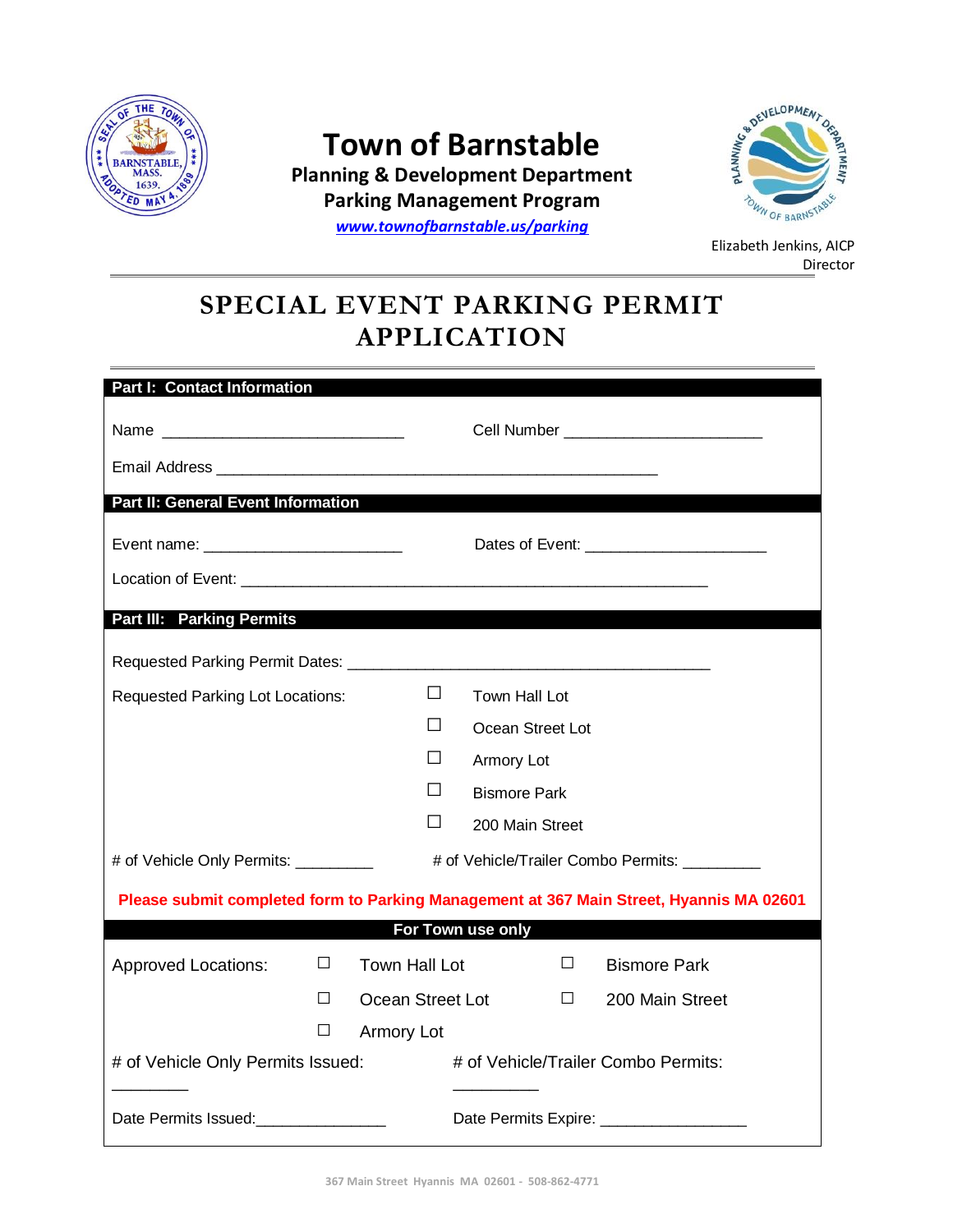# Town of Barnstable

**Planning & Development Department**
**Parking Management Program**

*www.townofbarnstable.us/parking*

Elizabeth Jenkins, AICP
Director

## SPECIAL EVENT PARKING PERMIT APPLICATION

### Part I: Contact Information

Name ___________________________ Cell Number ______________________

Email Address _________________________________________________

### Part II: General Event Information

Event name: ______________________ Dates of Event: ____________________

Location of Event: ____________________________________________________

### Part III: Parking Permits

Requested Parking Permit Dates: ________________________________________

Requested Parking Lot Locations:

- ☐ Town Hall Lot
- ☐ Ocean Street Lot
- ☐ Armory Lot
- ☐ Bismore Park
- ☐ 200 Main Street

# of Vehicle Only Permits: _________ # of Vehicle/Trailer Combo Permits: _________

**Please submit completed form to Parking Management at 367 Main Street, Hyannis MA 02601**

### For Town use only

Approved Locations:

- ☐ Town Hall Lot
- ☐ Ocean Street Lot
- ☐ Armory Lot
- ☐ Bismore Park
- ☐ 200 Main Street

# of Vehicle Only Permits Issued: _________ # of Vehicle/Trailer Combo Permits: _________

Date Permits Issued:_______________ Date Permits Expire: ________________

367 Main Street Hyannis MA 02601 - 508-862-4771